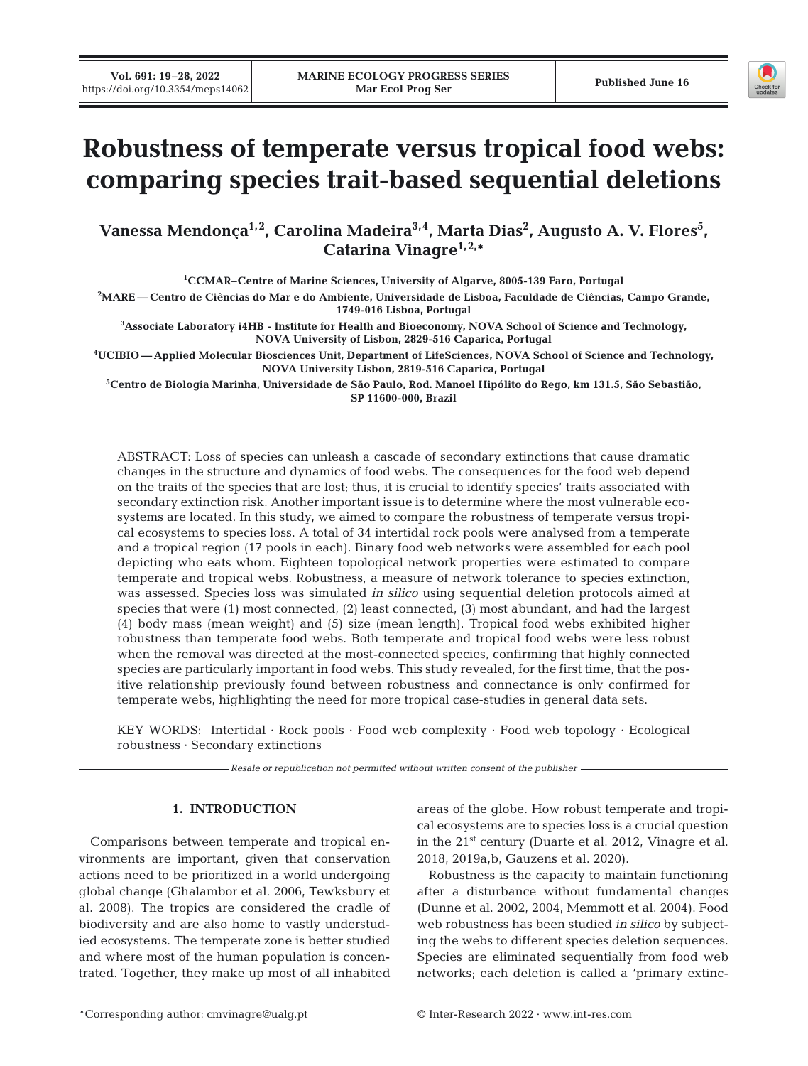# Robustness of temperate versus tropical food webs: comparing species trait-based sequential deletions

**Vanessa Mendonça[1,2], Carolina Madeira[3,4], Marta Dias[2], Augusto A. V. Flores[5], Catarina Vinagre[1,2,*]**

[1]CCMAR–Centre of Marine Sciences, University of Algarve, 8005-139 Faro, Portugal

[2]MARE — Centro de Ciências do Mar e do Ambiente, Universidade de Lisboa, Faculdade de Ciências, Campo Grande, 1749-016 Lisboa, Portugal

[3]Associate Laboratory i4HB - Institute for Health and Bioeconomy, NOVA School of Science and Technology, NOVA University of Lisbon, 2829-516 Caparica, Portugal

[4]UCIBIO — Applied Molecular Biosciences Unit, Department of LifeSciences, NOVA School of Science and Technology, NOVA University Lisbon, 2819-516 Caparica, Portugal

[5]Centro de Biologia Marinha, Universidade de São Paulo, Rod. Manoel Hipólito do Rego, km 131.5, São Sebastião, SP 11600-000, Brazil

ABSTRACT: Loss of species can unleash a cascade of secondary extinctions that cause dramatic changes in the structure and dynamics of food webs. The consequences for the food web depend on the traits of the species that are lost; thus, it is crucial to identify species' traits associated with secondary extinction risk. Another important issue is to determine where the most vulnerable ecosystems are located. In this study, we aimed to compare the robustness of temperate versus tropical ecosystems to species loss. A total of 34 intertidal rock pools were analysed from a temperate and a tropical region (17 pools in each). Binary food web networks were assembled for each pool depicting who eats whom. Eighteen topological network properties were estimated to compare temperate and tropical webs. Robustness, a measure of network tolerance to species extinction, was assessed. Species loss was simulated *in silico* using sequential deletion protocols aimed at species that were (1) most connected, (2) least connected, (3) most abundant, and had the largest (4) body mass (mean weight) and (5) size (mean length). Tropical food webs exhibited higher robustness than temperate food webs. Both temperate and tropical food webs were less robust when the removal was directed at the most-connected species, confirming that highly connected species are particularly important in food webs. This study revealed, for the first time, that the positive relationship previously found between robustness and connectance is only confirmed for temperate webs, highlighting the need for more tropical case-studies in general data sets.

KEY WORDS: Intertidal · Rock pools · Food web complexity · Food web topology · Ecological robustness · Secondary extinctions

*Resale or republication not permitted without written consent of the publisher*

## 1. INTRODUCTION

Comparisons between temperate and tropical environments are important, given that conservation actions need to be prioritized in a world undergoing global change (Ghalambor et al. 2006, Tewksbury et al. 2008). The tropics are considered the cradle of biodiversity and are also home to vastly understudied ecosystems. The temperate zone is better studied and where most of the human population is concentrated. Together, they make up most of all inhabited areas of the globe. How robust temperate and tropical ecosystems are to species loss is a crucial question in the 21st century (Duarte et al. 2012, Vinagre et al. 2018, 2019a,b, Gauzens et al. 2020).

Robustness is the capacity to maintain functioning after a disturbance without fundamental changes (Dunne et al. 2002, 2004, Memmott et al. 2004). Food web robustness has been studied *in silico* by subjecting the webs to different species deletion sequences. Species are eliminated sequentially from food web networks; each deletion is called a 'primary extinc-

*Corresponding author: cmvinagre@ualg.pt

© Inter-Research 2022 · www.int-res.com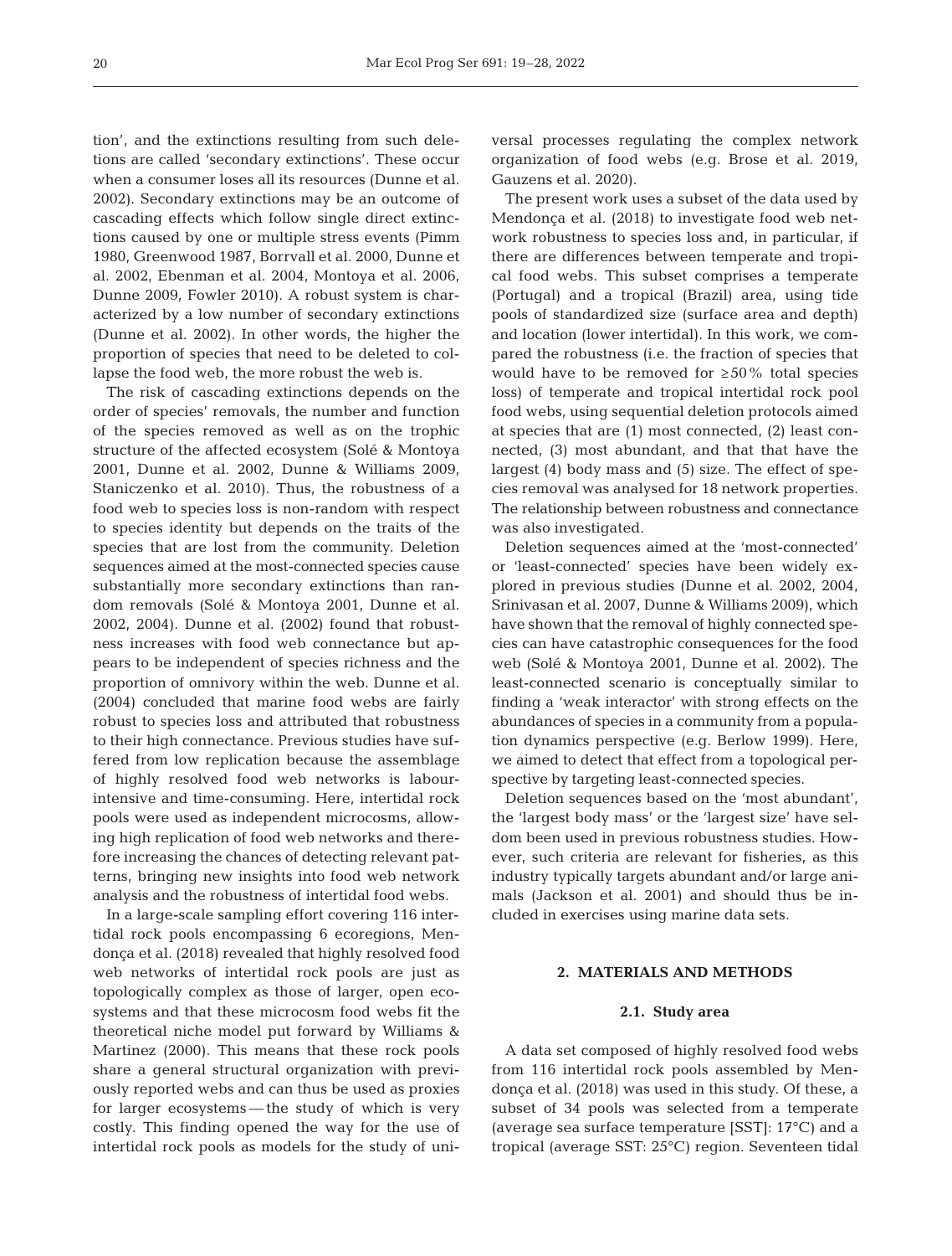tion', and the extinctions resulting from such deletions are called 'secondary extinctions'. These occur when a consumer loses all its resources (Dunne et al. 2002). Secondary extinctions may be an outcome of cascading effects which follow single direct extinctions caused by one or multiple stress events (Pimm 1980, Greenwood 1987, Borrvall et al. 2000, Dunne et al. 2002, Ebenman et al. 2004, Montoya et al. 2006, Dunne 2009, Fowler 2010). A robust system is characterized by a low number of secondary extinctions (Dunne et al. 2002). In other words, the higher the proportion of species that need to be deleted to collapse the food web, the more robust the web is.

The risk of cascading extinctions depends on the order of species' removals, the number and function of the species removed as well as on the trophic structure of the affected ecosystem (Solé & Montoya 2001, Dunne et al. 2002, Dunne & Williams 2009, Staniczenko et al. 2010). Thus, the robustness of a food web to species loss is non-random with respect to species identity but depends on the traits of the species that are lost from the community. Deletion sequences aimed at the most-connected species cause substantially more secondary extinctions than random removals (Solé & Montoya 2001, Dunne et al. 2002, 2004). Dunne et al. (2002) found that robustness increases with food web connectance but appears to be independent of species richness and the proportion of omnivory within the web. Dunne et al. (2004) concluded that marine food webs are fairly robust to species loss and attributed that robustness to their high connectance. Previous studies have suffered from low replication because the assemblage of highly resolved food web networks is labour-intensive and time-consuming. Here, intertidal rock pools were used as independent microcosms, allowing high replication of food web networks and therefore increasing the chances of detecting relevant patterns, bringing new insights into food web network analysis and the robustness of intertidal food webs.

In a large-scale sampling effort covering 116 intertidal rock pools encompassing 6 ecoregions, Mendonça et al. (2018) revealed that highly resolved food web networks of intertidal rock pools are just as topologically complex as those of larger, open ecosystems and that these microcosm food webs fit the theoretical niche model put forward by Williams & Martinez (2000). This means that these rock pools share a general structural organization with previously reported webs and can thus be used as proxies for larger ecosystems — the study of which is very costly. This finding opened the way for the use of intertidal rock pools as models for the study of universal processes regulating the complex network organization of food webs (e.g. Brose et al. 2019, Gauzens et al. 2020).

The present work uses a subset of the data used by Mendonça et al. (2018) to investigate food web network robustness to species loss and, in particular, if there are differences between temperate and tropical food webs. This subset comprises a temperate (Portugal) and a tropical (Brazil) area, using tide pools of standardized size (surface area and depth) and location (lower intertidal). In this work, we compared the robustness (i.e. the fraction of species that would have to be removed for ≥50% total species loss) of temperate and tropical intertidal rock pool food webs, using sequential deletion protocols aimed at species that are (1) most connected, (2) least connected, (3) most abundant, and that that have the largest (4) body mass and (5) size. The effect of species removal was analysed for 18 network properties. The relationship between robustness and connectance was also investigated.

Deletion sequences aimed at the 'most-connected' or 'least-connected' species have been widely explored in previous studies (Dunne et al. 2002, 2004, Srinivasan et al. 2007, Dunne & Williams 2009), which have shown that the removal of highly connected species can have catastrophic consequences for the food web (Solé & Montoya 2001, Dunne et al. 2002). The least-connected scenario is conceptually similar to finding a 'weak interactor' with strong effects on the abundances of species in a community from a population dynamics perspective (e.g. Berlow 1999). Here, we aimed to detect that effect from a topological perspective by targeting least-connected species.

Deletion sequences based on the 'most abundant', the 'largest body mass' or the 'largest size' have seldom been used in previous robustness studies. However, such criteria are relevant for fisheries, as this industry typically targets abundant and/or large animals (Jackson et al. 2001) and should thus be included in exercises using marine data sets.

## 2. MATERIALS AND METHODS

### 2.1. Study area

A data set composed of highly resolved food webs from 116 intertidal rock pools assembled by Mendonça et al. (2018) was used in this study. Of these, a subset of 34 pools was selected from a temperate (average sea surface temperature [SST]: 17°C) and a tropical (average SST: 25°C) region. Seventeen tidal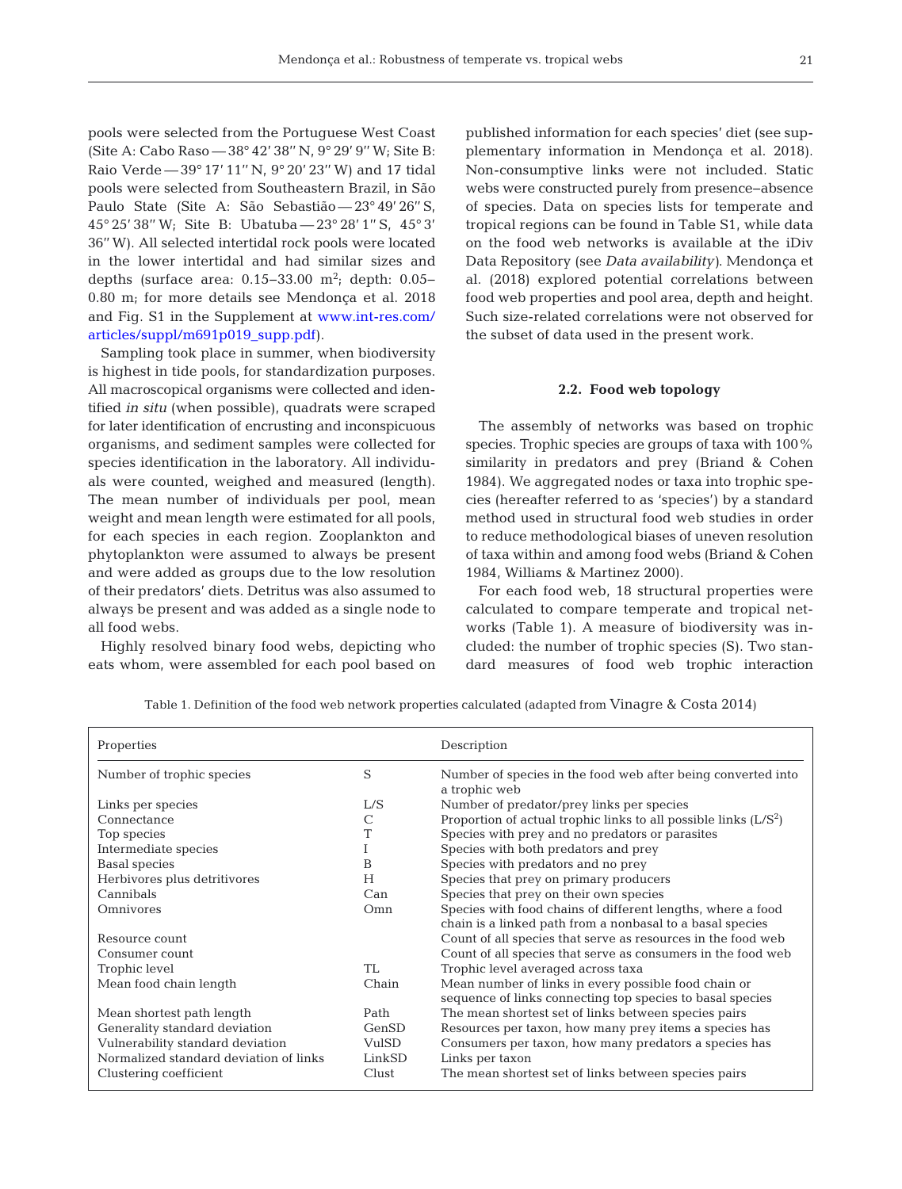pools were selected from the Portuguese West Coast (Site A: Cabo Raso — 38° 42′ 38″ N, 9° 29′ 9″ W; Site B: Raio Verde — 39° 17′ 11″ N, 9° 20′ 23″ W) and 17 tidal pools were selected from Southeastern Brazil, in São Paulo State (Site A: São Sebastião — 23° 49′ 26″ S, 45° 25′ 38″ W; Site B: Ubatuba — 23° 28′ 1″ S, 45° 3′ 36″ W). All selected intertidal rock pools were located in the lower intertidal and had similar sizes and depths (surface area: 0.15–33.00 $m^2$; depth: 0.05–0.80 m; for more details see Mendonça et al. 2018 and Fig. S1 in the Supplement at www.int-res.com/articles/suppl/m691p019_supp.pdf).

Sampling took place in summer, when biodiversity is highest in tide pools, for standardization purposes. All macroscopical organisms were collected and identified *in situ* (when possible), quadrats were scraped for later identification of encrusting and inconspicuous organisms, and sediment samples were collected for species identification in the laboratory. All individuals were counted, weighed and measured (length). The mean number of individuals per pool, mean weight and mean length were estimated for all pools, for each species in each region. Zooplankton and phytoplankton were assumed to always be present and were added as groups due to the low resolution of their predators' diets. Detritus was also assumed to always be present and was added as a single node to all food webs.

Highly resolved binary food webs, depicting who eats whom, were assembled for each pool based on published information for each species' diet (see supplementary information in Mendonça et al. 2018). Non-consumptive links were not included. Static webs were constructed purely from presence–absence of species. Data on species lists for temperate and tropical regions can be found in Table S1, while data on the food web networks is available at the iDiv Data Repository (see *Data availability*). Mendonça et al. (2018) explored potential correlations between food web properties and pool area, depth and height. Such size-related correlations were not observed for the subset of data used in the present work.

### 2.2. Food web topology

The assembly of networks was based on trophic species. Trophic species are groups of taxa with 100% similarity in predators and prey (Briand & Cohen 1984). We aggregated nodes or taxa into trophic species (hereafter referred to as 'species') by a standard method used in structural food web studies in order to reduce methodological biases of uneven resolution of taxa within and among food webs (Briand & Cohen 1984, Williams & Martinez 2000).

For each food web, 18 structural properties were calculated to compare temperate and tropical networks (Table 1). A measure of biodiversity was included: the number of trophic species (S). Two standard measures of food web trophic interaction

Table 1. Definition of the food web network properties calculated (adapted from Vinagre & Costa 2014)

| Properties | | Description |
|---|---|---|
| Number of trophic species | S | Number of species in the food web after being converted into a trophic web |
| Links per species | L/S | Number of predator/prey links per species |
| Connectance | C | Proportion of actual trophic links to all possible links ($L/S^2$) |
| Top species | T | Species with prey and no predators or parasites |
| Intermediate species | I | Species with both predators and prey |
| Basal species | B | Species with predators and no prey |
| Herbivores plus detritivores | H | Species that prey on primary producers |
| Cannibals | Can | Species that prey on their own species |
| Omnivores | Omn | Species with food chains of different lengths, where a food chain is a linked path from a nonbasal to a basal species |
| Resource count | | Count of all species that serve as resources in the food web |
| Consumer count | | Count of all species that serve as consumers in the food web |
| Trophic level | TL | Trophic level averaged across taxa |
| Mean food chain length | Chain | Mean number of links in every possible food chain or sequence of links connecting top species to basal species |
| Mean shortest path length | Path | The mean shortest set of links between species pairs |
| Generality standard deviation | GenSD | Resources per taxon, how many prey items a species has |
| Vulnerability standard deviation | VulSD | Consumers per taxon, how many predators a species has |
| Normalized standard deviation of links | LinkSD | Links per taxon |
| Clustering coefficient | Clust | The mean shortest set of links between species pairs |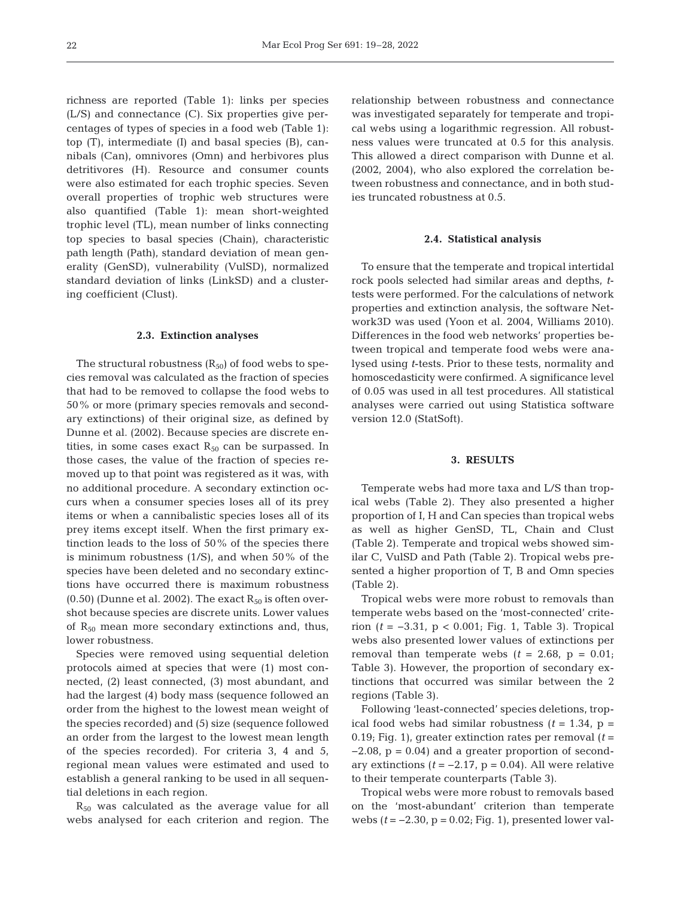richness are reported (Table 1): links per species (L/S) and connectance (C). Six properties give percentages of types of species in a food web (Table 1): top (T), intermediate (I) and basal species (B), cannibals (Can), omnivores (Omn) and herbivores plus detritivores (H). Resource and consumer counts were also estimated for each trophic species. Seven overall properties of trophic web structures were also quantified (Table 1): mean short-weighted trophic level (TL), mean number of links connecting top species to basal species (Chain), characteristic path length (Path), standard deviation of mean generality (GenSD), vulnerability (VulSD), normalized standard deviation of links (LinkSD) and a clustering coefficient (Clust).

### 2.3. Extinction analyses

The structural robustness ($R_{50}$) of food webs to species removal was calculated as the fraction of species that had to be removed to collapse the food webs to 50% or more (primary species removals and secondary extinctions) of their original size, as defined by Dunne et al. (2002). Because species are discrete entities, in some cases exact $R_{50}$ can be surpassed. In those cases, the value of the fraction of species removed up to that point was registered as it was, with no additional procedure. A secondary extinction occurs when a consumer species loses all of its prey items or when a cannibalistic species loses all of its prey items except itself. When the first primary extinction leads to the loss of 50% of the species there is minimum robustness (1/S), and when 50% of the species have been deleted and no secondary extinctions have occurred there is maximum robustness (0.50) (Dunne et al. 2002). The exact $R_{50}$ is often overshot because species are discrete units. Lower values of $R_{50}$ mean more secondary extinctions and, thus, lower robustness.

Species were removed using sequential deletion protocols aimed at species that were (1) most connected, (2) least connected, (3) most abundant, and had the largest (4) body mass (sequence followed an order from the highest to the lowest mean weight of the species recorded) and (5) size (sequence followed an order from the largest to the lowest mean length of the species recorded). For criteria 3, 4 and 5, regional mean values were estimated and used to establish a general ranking to be used in all sequential deletions in each region.

$R_{50}$ was calculated as the average value for all webs analysed for each criterion and region. The relationship between robustness and connectance was investigated separately for temperate and tropical webs using a logarithmic regression. All robustness values were truncated at 0.5 for this analysis. This allowed a direct comparison with Dunne et al. (2002, 2004), who also explored the correlation between robustness and connectance, and in both studies truncated robustness at 0.5.

### 2.4. Statistical analysis

To ensure that the temperate and tropical intertidal rock pools selected had similar areas and depths, *t*-tests were performed. For the calculations of network properties and extinction analysis, the software Network3D was used (Yoon et al. 2004, Williams 2010). Differences in the food web networks' properties between tropical and temperate food webs were analysed using *t*-tests. Prior to these tests, normality and homoscedasticity were confirmed. A significance level of 0.05 was used in all test procedures. All statistical analyses were carried out using Statistica software version 12.0 (StatSoft).

## 3. RESULTS

Temperate webs had more taxa and L/S than tropical webs (Table 2). They also presented a higher proportion of I, H and Can species than tropical webs as well as higher GenSD, TL, Chain and Clust (Table 2). Temperate and tropical webs showed similar C, VulSD and Path (Table 2). Tropical webs presented a higher proportion of T, B and Omn species (Table 2).

Tropical webs were more robust to removals than temperate webs based on the 'most-connected' criterion ($t = -3.31$, $p < 0.001$; Fig. 1, Table 3). Tropical webs also presented lower values of extinctions per removal than temperate webs ($t = 2.68$, $p = 0.01$; Table 3). However, the proportion of secondary extinctions that occurred was similar between the 2 regions (Table 3).

Following 'least-connected' species deletions, tropical food webs had similar robustness ($t = 1.34$, $p = 0.19$; Fig. 1), greater extinction rates per removal ($t = -2.08$, $p = 0.04$) and a greater proportion of secondary extinctions ($t = -2.17$, $p = 0.04$). All were relative to their temperate counterparts (Table 3).

Tropical webs were more robust to removals based on the 'most-abundant' criterion than temperate webs ($t = -2.30$, $p = 0.02$; Fig. 1), presented lower val-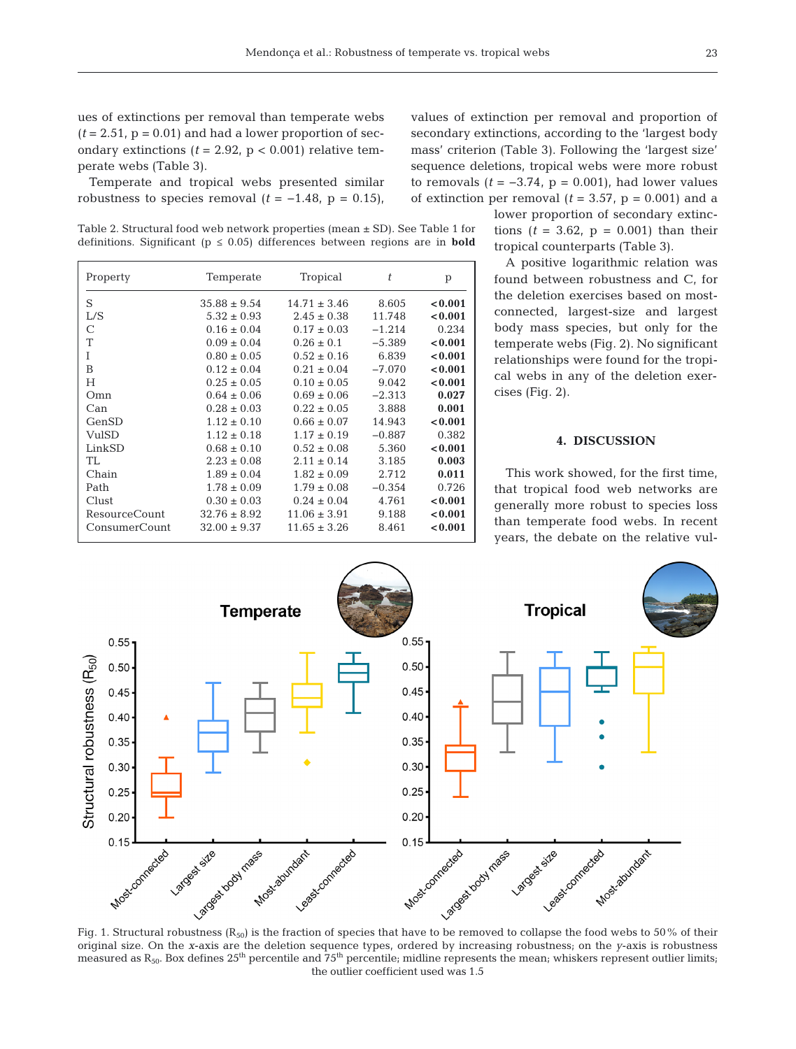ues of extinctions per removal than temperate webs ($t = 2.51$, p = 0.01) and had a lower proportion of secondary extinctions ($t = 2.92$, p < 0.001) relative temperate webs (Table 3).

Temperate and tropical webs presented similar robustness to species removal ($t = -1.48$, p = 0.15), values of extinction per removal and proportion of secondary extinctions, according to the 'largest body mass' criterion (Table 3). Following the 'largest size' sequence deletions, tropical webs were more robust to removals ($t = -3.74$, p = 0.001), had lower values of extinction per removal ($t = 3.57$, p = 0.001) and a lower proportion of secondary extinctions ($t = 3.62$, p = 0.001) than their tropical counterparts (Table 3).

A positive logarithmic relation was found between robustness and C, for the deletion exercises based on most-connected, largest-size and largest body mass species, but only for the temperate webs (Fig. 2). No significant relationships were found for the tropical webs in any of the deletion exercises (Fig. 2).

Table 2. Structural food web network properties (mean ± SD). See Table 1 for definitions. Significant (p ≤ 0.05) differences between regions are in **bold**

| Property | Temperate | Tropical | $t$ | p |
|---|---|---|---|---|
| S | 35.88 ± 9.54 | 14.71 ± 3.46 | 8.605 | **<0.001** |
| L/S | 5.32 ± 0.93 | 2.45 ± 0.38 | 11.748 | **<0.001** |
| C | 0.16 ± 0.04 | 0.17 ± 0.03 | −1.214 | 0.234 |
| T | 0.09 ± 0.04 | 0.26 ± 0.1 | −5.389 | **<0.001** |
| I | 0.80 ± 0.05 | 0.52 ± 0.16 | 6.839 | **<0.001** |
| B | 0.12 ± 0.04 | 0.21 ± 0.04 | −7.070 | **<0.001** |
| H | 0.25 ± 0.05 | 0.10 ± 0.05 | 9.042 | **<0.001** |
| Omn | 0.64 ± 0.06 | 0.69 ± 0.06 | −2.313 | **0.027** |
| Can | 0.28 ± 0.03 | 0.22 ± 0.05 | 3.888 | **0.001** |
| GenSD | 1.12 ± 0.10 | 0.66 ± 0.07 | 14.943 | **<0.001** |
| VulSD | 1.12 ± 0.18 | 1.17 ± 0.19 | −0.887 | 0.382 |
| LinkSD | 0.68 ± 0.10 | 0.52 ± 0.08 | 5.360 | **<0.001** |
| TL | 2.23 ± 0.08 | 2.11 ± 0.14 | 3.185 | **0.003** |
| Chain | 1.89 ± 0.04 | 1.82 ± 0.09 | 2.712 | **0.011** |
| Path | 1.78 ± 0.09 | 1.79 ± 0.08 | −0.354 | 0.726 |
| Clust | 0.30 ± 0.03 | 0.24 ± 0.04 | 4.761 | **<0.001** |
| ResourceCount | 32.76 ± 8.92 | 11.06 ± 3.91 | 9.188 | **<0.001** |
| ConsumerCount | 32.00 ± 9.37 | 11.65 ± 3.26 | 8.461 | **<0.001** |

## 4. DISCUSSION

This work showed, for the first time, that tropical food web networks are generally more robust to species loss than temperate food webs. In recent years, the debate on the relative vul-

Fig. 1. Structural robustness ($R_{50}$) is the fraction of species that have to be removed to collapse the food webs to 50% of their original size. On the $x$-axis are the deletion sequence types, ordered by increasing robustness; on the $y$-axis is robustness measured as $R_{50}$. Box defines 25[th] percentile and 75[th] percentile; midline represents the mean; whiskers represent outlier limits; the outlier coefficient used was 1.5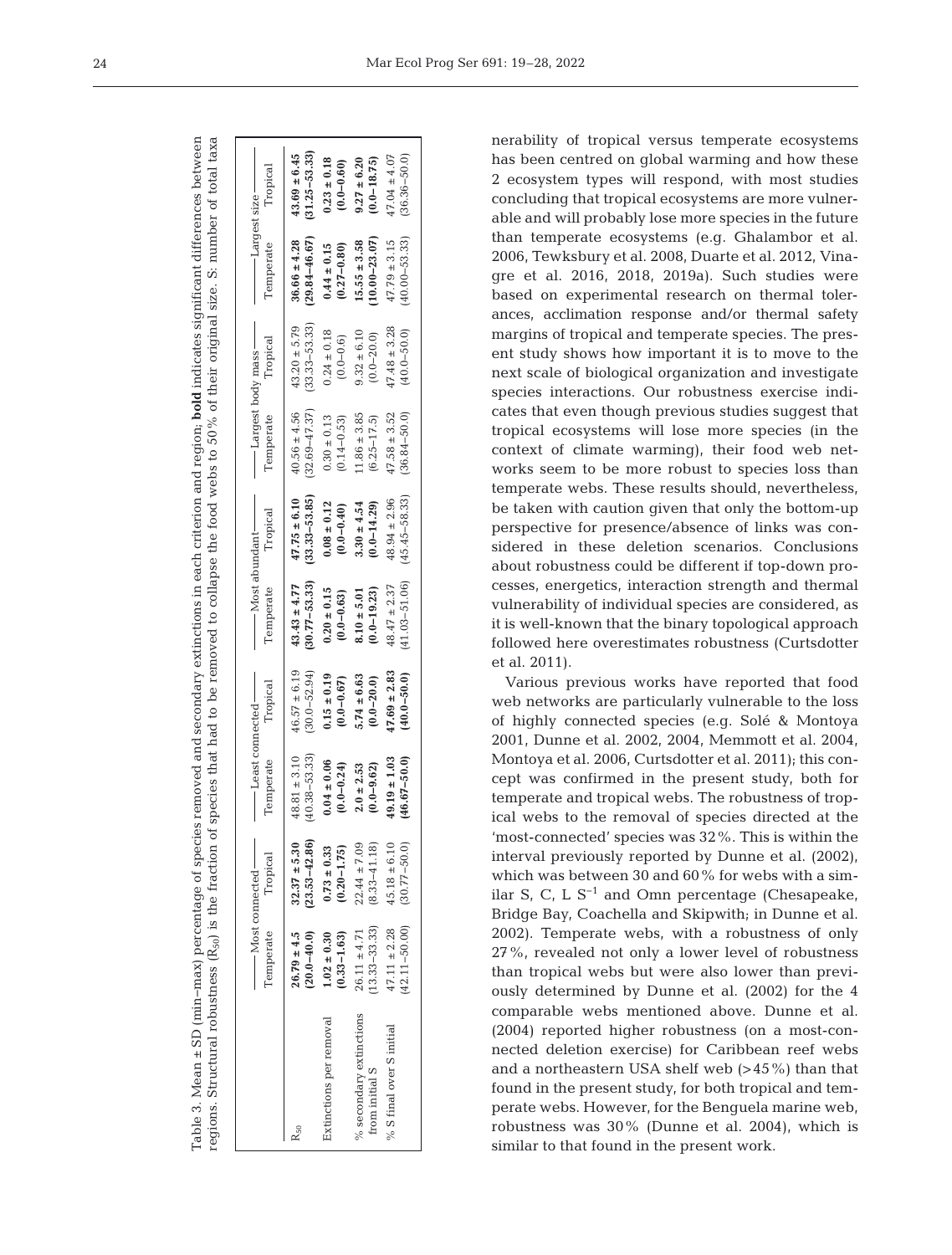Table 3. Mean ± SD (min–max) percentage of species removed and secondary extinctions in each criterion and region; **bold** indicates significant differences between regions. Structural robustness ($R_{50}$) is the fraction of species that had to be removed to collapse the food webs to 50% of their original size. S: number of total taxa

| | Most connected | | Least connected | | Most abundant | | Largest body mass | | Largest size | |
|---|---|---|---|---|---|---|---|---|---|---|
| | Temperate | Tropical | Temperate | Tropical | Temperate | Tropical | Temperate | Tropical | Temperate | Tropical |
| $R_{50}$ | **26.79 ± 4.5 (20.0–40.0)** | **32.37 ± 5.30 (23.53–42.86)** | 48.81 ± 3.10 (40.38–53.33) | 46.57 ± 6.19 (30.0–52.94) | **43.43 ± 4.77 (30.77–53.33)** | **47.75 ± 6.10 (33.33–53.85)** | 40.56 ± 4.56 (32.69–47.37) | 43.20 ± 5.79 (33.33–53.33) | **36.66 ± 4.28 (29.84–46.67)** | **43.69 ± 6.45 (31.25–53.33)** |
| Extinctions per removal | **1.02 ± 0.30 (0.33–1.63)** | **0.73 ± 0.33 (0.20–1.75)** | **0.04 ± 0.06 (0.0–0.24)** | **0.15 ± 0.19 (0.0–0.67)** | **0.20 ± 0.15 (0.0–0.63)** | **0.08 ± 0.12 (0.0–0.40)** | 0.30 ± 0.13 (0.14–0.53) | 0.24 ± 0.18 (0.0–0.6) | **0.44 ± 0.15 (0.27–0.80)** | **0.23 ± 0.18 (0.0–0.60)** |
| % secondary extinctions from initial S | 26.11 ± 4.71 (13.33–33.33) | 22.44 ± 7.09 (8.33–41.18) | **2.0 ± 2.53 (0.0–9.62)** | **5.74 ± 6.63 (0.0–20.0)** | **8.10 ± 5.01 (0.0–19.23)** | **3.30 ± 4.54 (0.0–14.29)** | 11.86 ± 3.85 (6.25–17.5) | 9.32 ± 6.10 (0.0–20.0) | **15.55 ± 3.58 (10.00–23.07)** | **9.27 ± 6.20 (0.0–18.75)** |
| % S final over S initial | 47.11 ± 2.28 (42.11–50.00) | 45.18 ± 6.10 (30.77–50.0) | **49.19 ± 1.03 (46.67–50.0)** | **47.69 ± 2.83 (40.0–50.0)** | 48.47 ± 2.37 (41.03–51.06) | 48.94 ± 2.96 (45.45–58.33) | 47.58 ± 3.52 (36.84–50.0) | 47.48 ± 3.28 (40.0–50.0) | 47.79 ± 3.15 (40.00–53.33) | 47.04 ± 4.07 (36.36–50.0) |

nerability of tropical versus temperate ecosystems has been centred on global warming and how these 2 ecosystem types will respond, with most studies concluding that tropical ecosystems are more vulnerable and will probably lose more species in the future than temperate ecosystems (e.g. Ghalambor et al. 2006, Tewksbury et al. 2008, Duarte et al. 2012, Vinagre et al. 2016, 2018, 2019a). Such studies were based on experimental research on thermal tolerances, acclimation response and/or thermal safety margins of tropical and temperate species. The present study shows how important it is to move to the next scale of biological organization and investigate species interactions. Our robustness exercise indicates that even though previous studies suggest that tropical ecosystems will lose more species (in the context of climate warming), their food web networks seem to be more robust to species loss than temperate webs. These results should, nevertheless, be taken with caution given that only the bottom-up perspective for presence/absence of links was considered in these deletion scenarios. Conclusions about robustness could be different if top-down processes, energetics, interaction strength and thermal vulnerability of individual species are considered, as it is well-known that the binary topological approach followed here overestimates robustness (Curtsdotter et al. 2011).

Various previous works have reported that food web networks are particularly vulnerable to the loss of highly connected species (e.g. Solé & Montoya 2001, Dunne et al. 2002, 2004, Memmott et al. 2004, Montoya et al. 2006, Curtsdotter et al. 2011); this concept was confirmed in the present study, both for temperate and tropical webs. The robustness of tropical webs to the removal of species directed at the 'most-connected' species was 32%. This is within the interval previously reported by Dunne et al. (2002), which was between 30 and 60% for webs with a similar S, C, L $S^{-1}$ and Omn percentage (Chesapeake, Bridge Bay, Coachella and Skipwith; in Dunne et al. 2002). Temperate webs, with a robustness of only 27%, revealed not only a lower level of robustness than tropical webs but were also lower than previously determined by Dunne et al. (2002) for the 4 comparable webs mentioned above. Dunne et al. (2004) reported higher robustness (on a most-connected deletion exercise) for Caribbean reef webs and a northeastern USA shelf web (>45%) than that found in the present study, for both tropical and temperate webs. However, for the Benguela marine web, robustness was 30% (Dunne et al. 2004), which is similar to that found in the present work.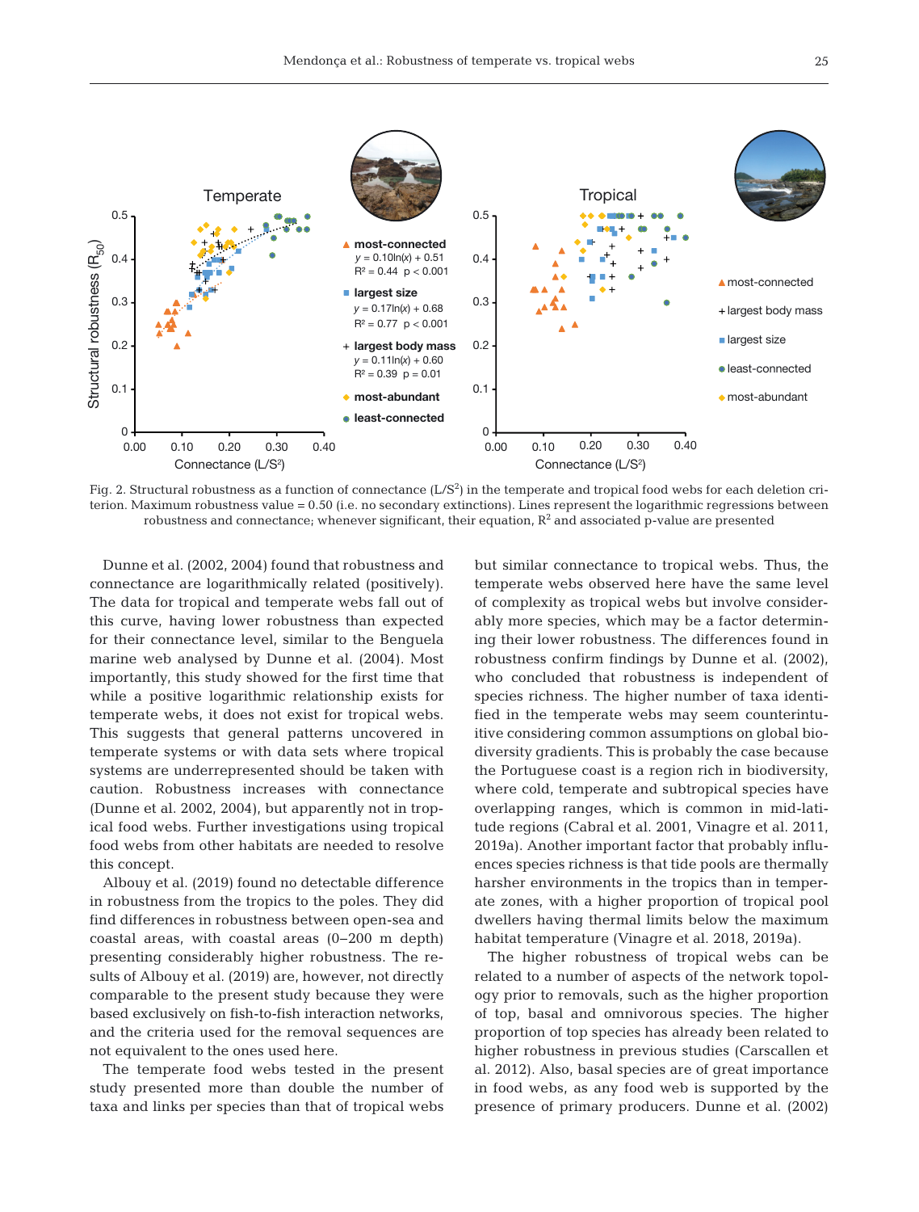Fig. 2. Structural robustness as a function of connectance ($L/S^2$) in the temperate and tropical food webs for each deletion criterion. Maximum robustness value = 0.50 (i.e. no secondary extinctions). Lines represent the logarithmic regressions between robustness and connectance; whenever significant, their equation, $R^2$ and associated p-value are presented

Dunne et al. (2002, 2004) found that robustness and connectance are logarithmically related (positively). The data for tropical and temperate webs fall out of this curve, having lower robustness than expected for their connectance level, similar to the Benguela marine web analysed by Dunne et al. (2004). Most importantly, this study showed for the first time that while a positive logarithmic relationship exists for temperate webs, it does not exist for tropical webs. This suggests that general patterns uncovered in temperate systems or with data sets where tropical systems are underrepresented should be taken with caution. Robustness increases with connectance (Dunne et al. 2002, 2004), but apparently not in tropical food webs. Further investigations using tropical food webs from other habitats are needed to resolve this concept.

Albouy et al. (2019) found no detectable difference in robustness from the tropics to the poles. They did find differences in robustness between open-sea and coastal areas, with coastal areas (0–200 m depth) presenting considerably higher robustness. The results of Albouy et al. (2019) are, however, not directly comparable to the present study because they were based exclusively on fish-to-fish interaction networks, and the criteria used for the removal sequences are not equivalent to the ones used here.

The temperate food webs tested in the present study presented more than double the number of taxa and links per species than that of tropical webs but similar connectance to tropical webs. Thus, the temperate webs observed here have the same level of complexity as tropical webs but involve considerably more species, which may be a factor determining their lower robustness. The differences found in robustness confirm findings by Dunne et al. (2002), who concluded that robustness is independent of species richness. The higher number of taxa identified in the temperate webs may seem counterintuitive considering common assumptions on global biodiversity gradients. This is probably the case because the Portuguese coast is a region rich in biodiversity, where cold, temperate and subtropical species have overlapping ranges, which is common in mid-latitude regions (Cabral et al. 2001, Vinagre et al. 2011, 2019a). Another important factor that probably influences species richness is that tide pools are thermally harsher environments in the tropics than in temperate zones, with a higher proportion of tropical pool dwellers having thermal limits below the maximum habitat temperature (Vinagre et al. 2018, 2019a).

The higher robustness of tropical webs can be related to a number of aspects of the network topology prior to removals, such as the higher proportion of top, basal and omnivorous species. The higher proportion of top species has already been related to higher robustness in previous studies (Carscallen et al. 2012). Also, basal species are of great importance in food webs, as any food web is supported by the presence of primary producers. Dunne et al. (2002)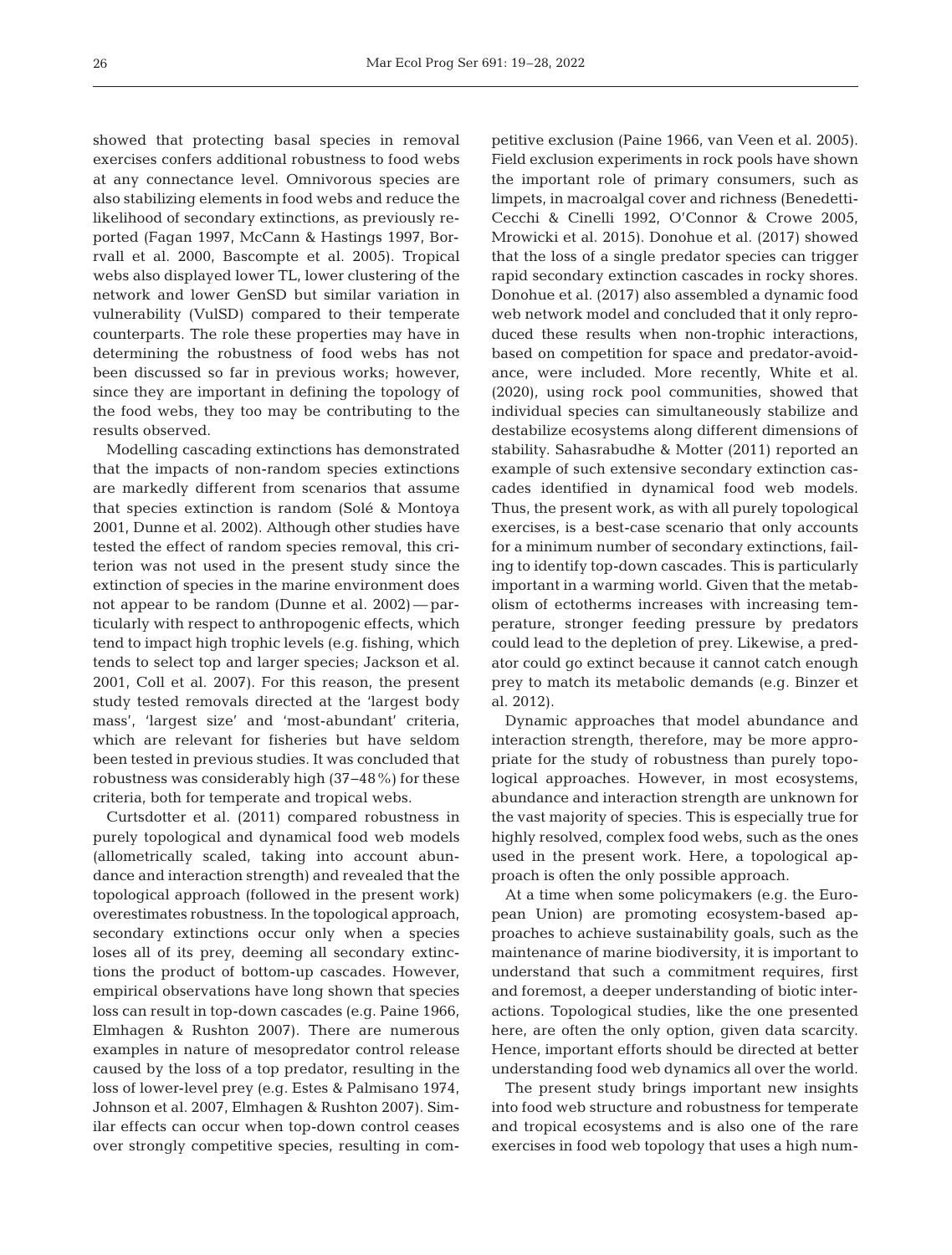showed that protecting basal species in removal exercises confers additional robustness to food webs at any connectance level. Omnivorous species are also stabilizing elements in food webs and reduce the likelihood of secondary extinctions, as previously reported (Fagan 1997, McCann & Hastings 1997, Borrvall et al. 2000, Bascompte et al. 2005). Tropical webs also displayed lower TL, lower clustering of the network and lower GenSD but similar variation in vulnerability (VulSD) compared to their temperate counterparts. The role these properties may have in determining the robustness of food webs has not been discussed so far in previous works; however, since they are important in defining the topology of the food webs, they too may be contributing to the results observed.

Modelling cascading extinctions has demonstrated that the impacts of non-random species extinctions are markedly different from scenarios that assume that species extinction is random (Solé & Montoya 2001, Dunne et al. 2002). Although other studies have tested the effect of random species removal, this criterion was not used in the present study since the extinction of species in the marine environment does not appear to be random (Dunne et al. 2002) — particularly with respect to anthropogenic effects, which tend to impact high trophic levels (e.g. fishing, which tends to select top and larger species; Jackson et al. 2001, Coll et al. 2007). For this reason, the present study tested removals directed at the 'largest body mass', 'largest size' and 'most-abundant' criteria, which are relevant for fisheries but have seldom been tested in previous studies. It was concluded that robustness was considerably high (37–48%) for these criteria, both for temperate and tropical webs.

Curtsdotter et al. (2011) compared robustness in purely topological and dynamical food web models (allometrically scaled, taking into account abundance and interaction strength) and revealed that the topological approach (followed in the present work) overestimates robustness. In the topological approach, secondary extinctions occur only when a species loses all of its prey, deeming all secondary extinctions the product of bottom-up cascades. However, empirical observations have long shown that species loss can result in top-down cascades (e.g. Paine 1966, Elmhagen & Rushton 2007). There are numerous examples in nature of mesopredator control release caused by the loss of a top predator, resulting in the loss of lower-level prey (e.g. Estes & Palmisano 1974, Johnson et al. 2007, Elmhagen & Rushton 2007). Similar effects can occur when top-down control ceases over strongly competitive species, resulting in competitive exclusion (Paine 1966, van Veen et al. 2005). Field exclusion experiments in rock pools have shown the important role of primary consumers, such as limpets, in macroalgal cover and richness (Benedetti-Cecchi & Cinelli 1992, O'Connor & Crowe 2005, Mrowicki et al. 2015). Donohue et al. (2017) showed that the loss of a single predator species can trigger rapid secondary extinction cascades in rocky shores. Donohue et al. (2017) also assembled a dynamic food web network model and concluded that it only reproduced these results when non-trophic interactions, based on competition for space and predator-avoidance, were included. More recently, White et al. (2020), using rock pool communities, showed that individual species can simultaneously stabilize and destabilize ecosystems along different dimensions of stability. Sahasrabudhe & Motter (2011) reported an example of such extensive secondary extinction cascades identified in dynamical food web models. Thus, the present work, as with all purely topological exercises, is a best-case scenario that only accounts for a minimum number of secondary extinctions, failing to identify top-down cascades. This is particularly important in a warming world. Given that the metabolism of ectotherms increases with increasing temperature, stronger feeding pressure by predators could lead to the depletion of prey. Likewise, a predator could go extinct because it cannot catch enough prey to match its metabolic demands (e.g. Binzer et al. 2012).

Dynamic approaches that model abundance and interaction strength, therefore, may be more appropriate for the study of robustness than purely topological approaches. However, in most ecosystems, abundance and interaction strength are unknown for the vast majority of species. This is especially true for highly resolved, complex food webs, such as the ones used in the present work. Here, a topological approach is often the only possible approach.

At a time when some policymakers (e.g. the European Union) are promoting ecosystem-based approaches to achieve sustainability goals, such as the maintenance of marine biodiversity, it is important to understand that such a commitment requires, first and foremost, a deeper understanding of biotic interactions. Topological studies, like the one presented here, are often the only option, given data scarcity. Hence, important efforts should be directed at better understanding food web dynamics all over the world.

The present study brings important new insights into food web structure and robustness for temperate and tropical ecosystems and is also one of the rare exercises in food web topology that uses a high num-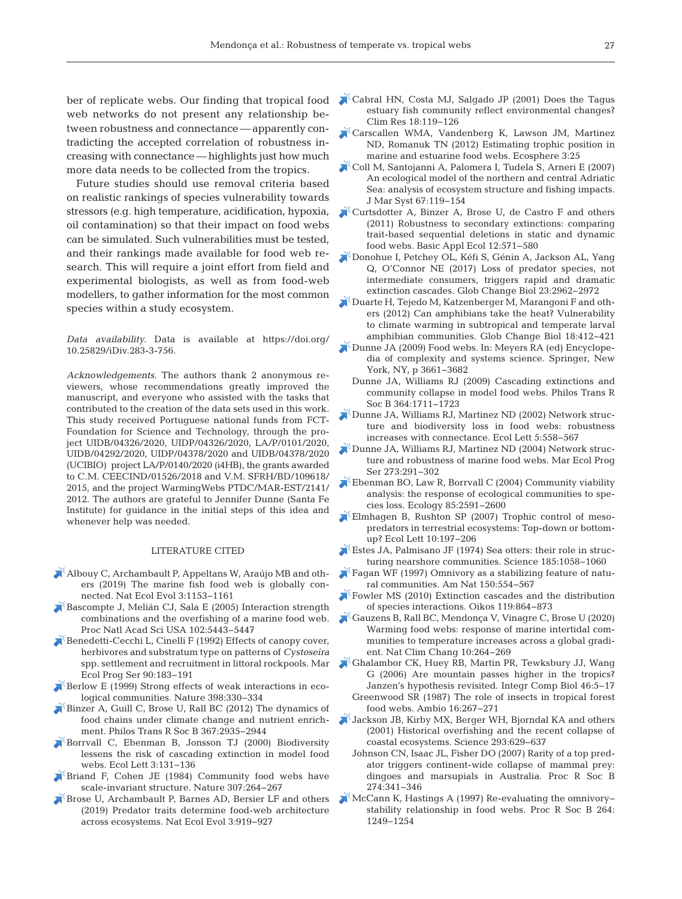ber of replicate webs. Our finding that tropical food web networks do not present any relationship between robustness and connectance — apparently contradicting the accepted correlation of robustness increasing with connectance — highlights just how much more data needs to be collected from the tropics.

Future studies should use removal criteria based on realistic rankings of species vulnerability towards stressors (e.g. high temperature, acidification, hypoxia, oil contamination) so that their impact on food webs can be simulated. Such vulnerabilities must be tested, and their rankings made available for food web research. This will require a joint effort from field and experimental biologists, as well as from food-web modellers, to gather information for the most common species within a study ecosystem.

*Data availability*. Data is available at https://doi.org/10.25829/iDiv.283-3-756.

*Acknowledgements*. The authors thank 2 anonymous reviewers, whose recommendations greatly improved the manuscript, and everyone who assisted with the tasks that contributed to the creation of the data sets used in this work. This study received Portuguese national funds from FCT-Foundation for Science and Technology, through the project UIDB/04326/2020, UIDP/04326/2020, LA/P/0101/2020, UIDB/04292/2020, UIDP/04378/2020 and UIDB/04378/2020 (UCIBIO) project LA/P/0140/2020 (i4HB), the grants awarded to C.M. CEECIND/01526/2018 and V.M. SFRH/BD/109618/2015, and the project WarmingWebs PTDC/MAR-EST/2141/2012. The authors are grateful to Jennifer Dunne (Santa Fe Institute) for guidance in the initial steps of this idea and whenever help was needed.

## LITERATURE CITED

- Albouy C, Archambault P, Appeltans W, Araújo MB and others (2019) The marine fish food web is globally connected. Nat Ecol Evol 3:1153−1161
- Bascompte J, Melián CJ, Sala E (2005) Interaction strength combinations and the overfishing of a marine food web. Proc Natl Acad Sci USA 102:5443−5447
- Benedetti-Cecchi L, Cinelli F (1992) Effects of canopy cover, herbivores and substratum type on patterns of *Cystoseira* spp. settlement and recruitment in littoral rockpools. Mar Ecol Prog Ser 90:183−191
- Berlow E (1999) Strong effects of weak interactions in ecological communities. Nature 398:330−334
- Binzer A, Guill C, Brose U, Rall BC (2012) The dynamics of food chains under climate change and nutrient enrichment. Philos Trans R Soc B 367:2935−2944
- Borrvall C, Ebenman B, Jonsson TJ (2000) Biodiversity lessens the risk of cascading extinction in model food webs. Ecol Lett 3:131−136
- Briand F, Cohen JE (1984) Community food webs have scale-invariant structure. Nature 307:264−267
- Brose U, Archambault P, Barnes AD, Bersier LF and others (2019) Predator traits determine food-web architecture across ecosystems. Nat Ecol Evol 3:919−927
- Cabral HN, Costa MJ, Salgado JP (2001) Does the Tagus estuary fish community reflect environmental changes? Clim Res 18:119−126
- Carscallen WMA, Vandenberg K, Lawson JM, Martinez ND, Romanuk TN (2012) Estimating trophic position in marine and estuarine food webs. Ecosphere 3:25
- Coll M, Santojanni A, Palomera I, Tudela S, Arneri E (2007) An ecological model of the northern and central Adriatic Sea: analysis of ecosystem structure and fishing impacts. J Mar Syst 67:119−154
- Curtsdotter A, Binzer A, Brose U, de Castro F and others (2011) Robustness to secondary extinctions: comparing trait-based sequential deletions in static and dynamic food webs. Basic Appl Ecol 12:571−580
- Donohue I, Petchey OL, Kéfi S, Génin A, Jackson AL, Yang Q, O'Connor NE (2017) Loss of predator species, not intermediate consumers, triggers rapid and dramatic extinction cascades. Glob Change Biol 23:2962−2972
- Duarte H, Tejedo M, Katzenberger M, Marangoni F and others (2012) Can amphibians take the heat? Vulnerability to climate warming in subtropical and temperate larval amphibian communities. Glob Change Biol 18:412−421
- Dunne JA (2009) Food webs. In: Meyers RA (ed) Encyclopedia of complexity and systems science. Springer, New York, NY, p 3661−3682
- Dunne JA, Williams RJ (2009) Cascading extinctions and community collapse in model food webs. Philos Trans R Soc B 364:1711−1723
- Dunne JA, Williams RJ, Martinez ND (2002) Network structure and biodiversity loss in food webs: robustness increases with connectance. Ecol Lett 5:558−567
- Dunne JA, Williams RJ, Martinez ND (2004) Network structure and robustness of marine food webs. Mar Ecol Prog Ser 273:291−302
- Ebenman BO, Law R, Borrvall C (2004) Community viability analysis: the response of ecological communities to species loss. Ecology 85:2591−2600
- Elmhagen B, Rushton SP (2007) Trophic control of mesopredators in terrestrial ecosystems: Top-down or bottom-up? Ecol Lett 10:197−206
- Estes JA, Palmisano JF (1974) Sea otters: their role in structuring nearshore communities. Science 185:1058−1060
- Fagan WF (1997) Omnivory as a stabilizing feature of natural communities. Am Nat 150:554−567
- Fowler MS (2010) Extinction cascades and the distribution of species interactions. Oikos 119:864−873
- Gauzens B, Rall BC, Mendonça V, Vinagre C, Brose U (2020) Warming food webs: response of marine intertidal communities to temperature increases across a global gradient. Nat Clim Chang 10:264−269
- Ghalambor CK, Huey RB, Martin PR, Tewksbury JJ, Wang G (2006) Are mountain passes higher in the tropics? Janzen's hypothesis revisited. Integr Comp Biol 46:5−17
- Greenwood SR (1987) The role of insects in tropical forest food webs. Ambio 16:267−271
- Jackson JB, Kirby MX, Berger WH, Bjorndal KA and others (2001) Historical overfishing and the recent collapse of coastal ecosystems. Science 293:629−637
- Johnson CN, Isaac JL, Fisher DO (2007) Rarity of a top predator triggers continent-wide collapse of mammal prey: dingoes and marsupials in Australia. Proc R Soc B 274:341−346
- McCann K, Hastings A (1997) Re-evaluating the omnivory–stability relationship in food webs. Proc R Soc B 264:1249−1254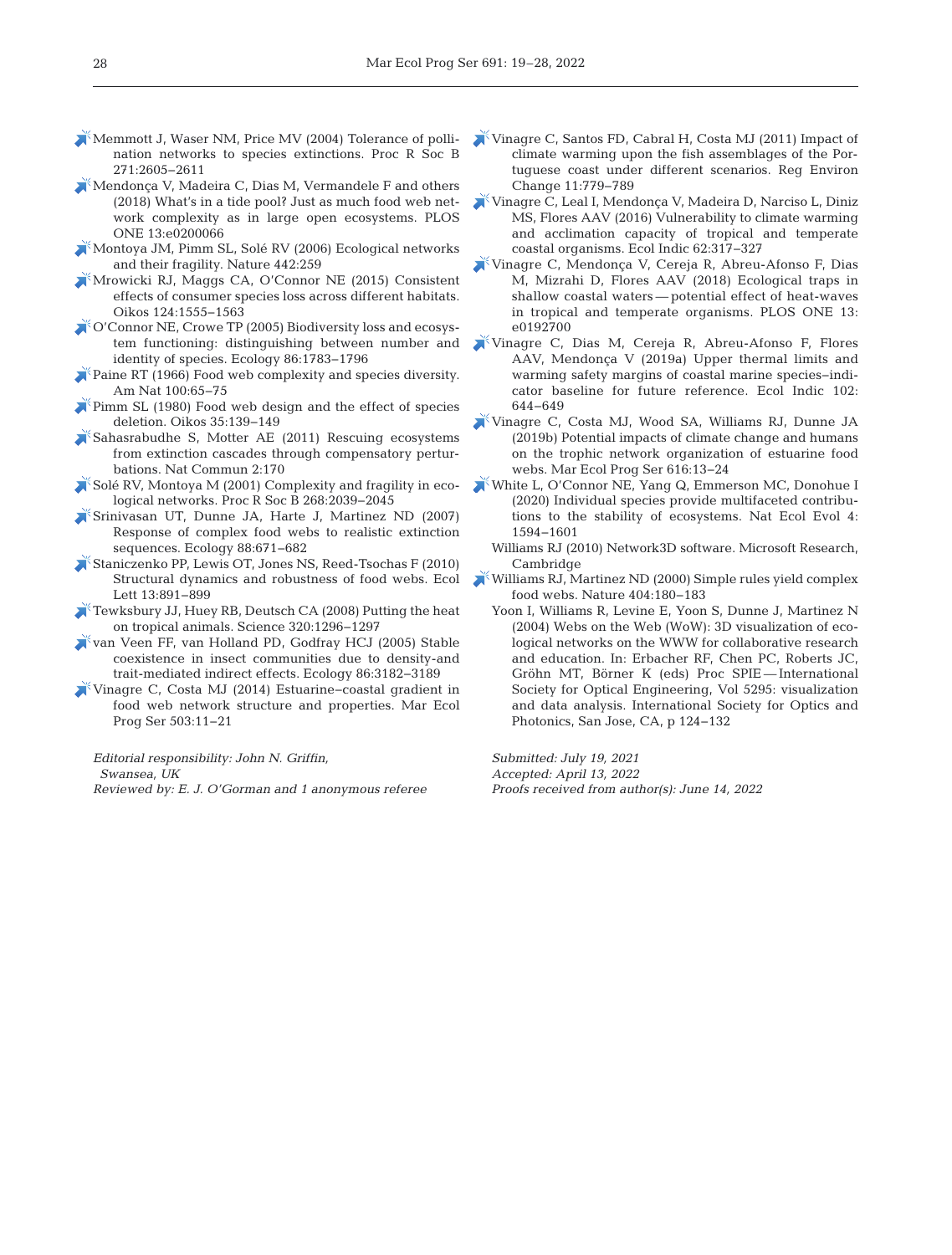Memmott J, Waser NM, Price MV (2004) Tolerance of pollination networks to species extinctions. Proc R Soc B 271:2605–2611

Mendonça V, Madeira C, Dias M, Vermandele F and others (2018) What's in a tide pool? Just as much food web network complexity as in large open ecosystems. PLOS ONE 13:e0200066

Montoya JM, Pimm SL, Solé RV (2006) Ecological networks and their fragility. Nature 442:259

Mrowicki RJ, Maggs CA, O'Connor NE (2015) Consistent effects of consumer species loss across different habitats. Oikos 124:1555–1563

O'Connor NE, Crowe TP (2005) Biodiversity loss and ecosystem functioning: distinguishing between number and identity of species. Ecology 86:1783–1796

Paine RT (1966) Food web complexity and species diversity. Am Nat 100:65–75

Pimm SL (1980) Food web design and the effect of species deletion. Oikos 35:139–149

Sahasrabudhe S, Motter AE (2011) Rescuing ecosystems from extinction cascades through compensatory perturbations. Nat Commun 2:170

Solé RV, Montoya M (2001) Complexity and fragility in ecological networks. Proc R Soc B 268:2039–2045

Srinivasan UT, Dunne JA, Harte J, Martinez ND (2007) Response of complex food webs to realistic extinction sequences. Ecology 88:671–682

Staniczenko PP, Lewis OT, Jones NS, Reed-Tsochas F (2010) Structural dynamics and robustness of food webs. Ecol Lett 13:891–899

Tewksbury JJ, Huey RB, Deutsch CA (2008) Putting the heat on tropical animals. Science 320:1296–1297

van Veen FF, van Holland PD, Godfray HCJ (2005) Stable coexistence in insect communities due to density-and trait-mediated indirect effects. Ecology 86:3182–3189

Vinagre C, Costa MJ (2014) Estuarine–coastal gradient in food web network structure and properties. Mar Ecol Prog Ser 503:11–21

Vinagre C, Santos FD, Cabral H, Costa MJ (2011) Impact of climate warming upon the fish assemblages of the Portuguese coast under different scenarios. Reg Environ Change 11:779–789

Vinagre C, Leal I, Mendonça V, Madeira D, Narciso L, Diniz MS, Flores AAV (2016) Vulnerability to climate warming and acclimation capacity of tropical and temperate coastal organisms. Ecol Indic 62:317–327

Vinagre C, Mendonça V, Cereja R, Abreu-Afonso F, Dias M, Mizrahi D, Flores AAV (2018) Ecological traps in shallow coastal waters — potential effect of heat-waves in tropical and temperate organisms. PLOS ONE 13:e0192700

Vinagre C, Dias M, Cereja R, Abreu-Afonso F, Flores AAV, Mendonça V (2019a) Upper thermal limits and warming safety margins of coastal marine species–indicator baseline for future reference. Ecol Indic 102:644–649

Vinagre C, Costa MJ, Wood SA, Williams RJ, Dunne JA (2019b) Potential impacts of climate change and humans on the trophic network organization of estuarine food webs. Mar Ecol Prog Ser 616:13–24

White L, O'Connor NE, Yang Q, Emmerson MC, Donohue I (2020) Individual species provide multifaceted contributions to the stability of ecosystems. Nat Ecol Evol 4:1594–1601

Williams RJ (2010) Network3D software. Microsoft Research, Cambridge

Williams RJ, Martinez ND (2000) Simple rules yield complex food webs. Nature 404:180–183

Yoon I, Williams R, Levine E, Yoon S, Dunne J, Martinez N (2004) Webs on the Web (WoW): 3D visualization of ecological networks on the WWW for collaborative research and education. In: Erbacher RF, Chen PC, Roberts JC, Gröhn MT, Börner K (eds) Proc SPIE — International Society for Optical Engineering, Vol 5295: visualization and data analysis. International Society for Optics and Photonics, San Jose, CA, p 124–132

*Editorial responsibility: John N. Griffin, Swansea, UK*
*Reviewed by: E. J. O'Gorman and 1 anonymous referee*

*Submitted: July 19, 2021*
*Accepted: April 13, 2022*
*Proofs received from author(s): June 14, 2022*